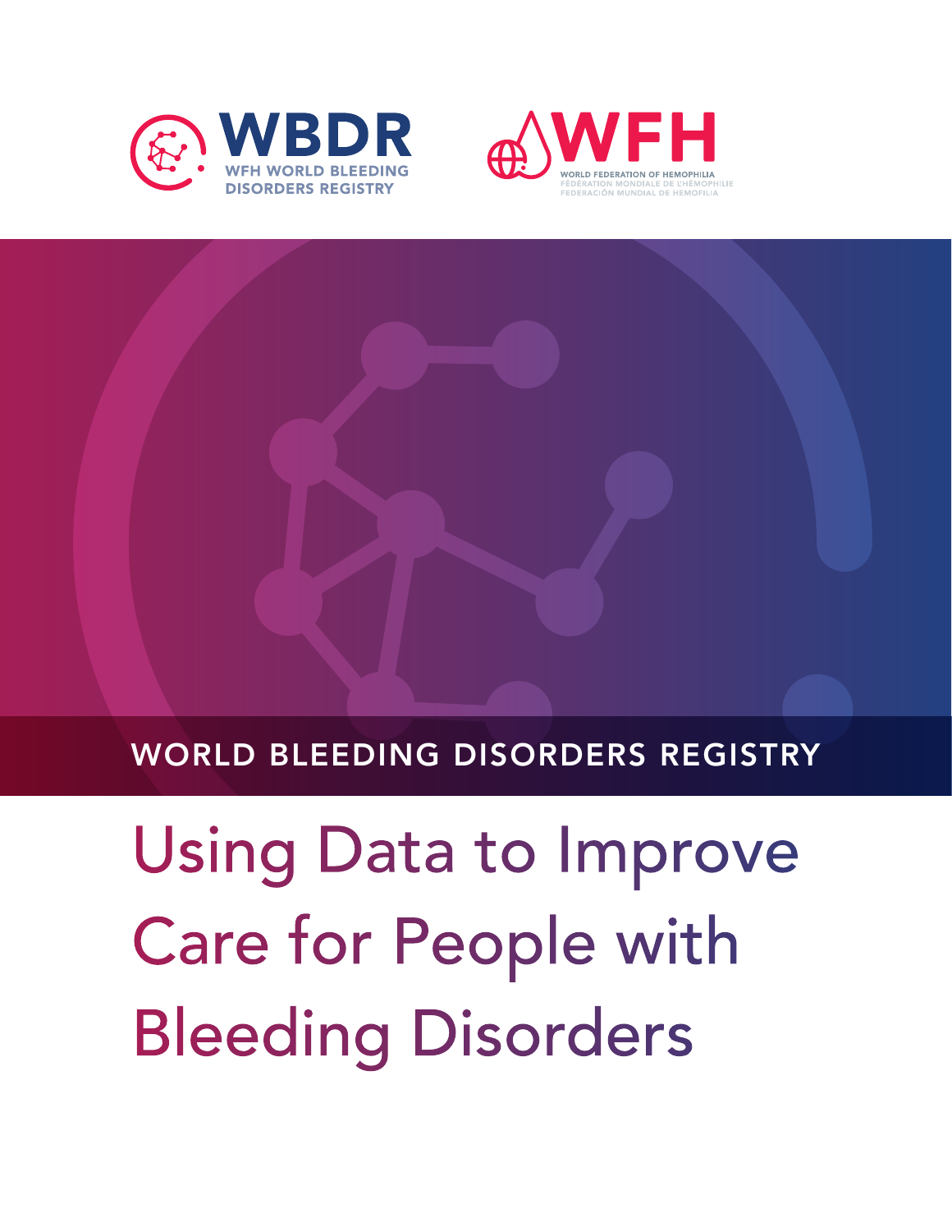WBDR

WFH WORLD BLEEDING DISORDERS REGISTRY

WFH

WORLD FEDERATION OF HEMOPHILIA
FÉDÉRATION MONDIALE DE L'HÉMOPHILIE
FEDERACIÓN MUNDIAL DE HEMOFILIA

WORLD BLEEDING DISORDERS REGISTRY

# Using Data to Improve Care for People with Bleeding Disorders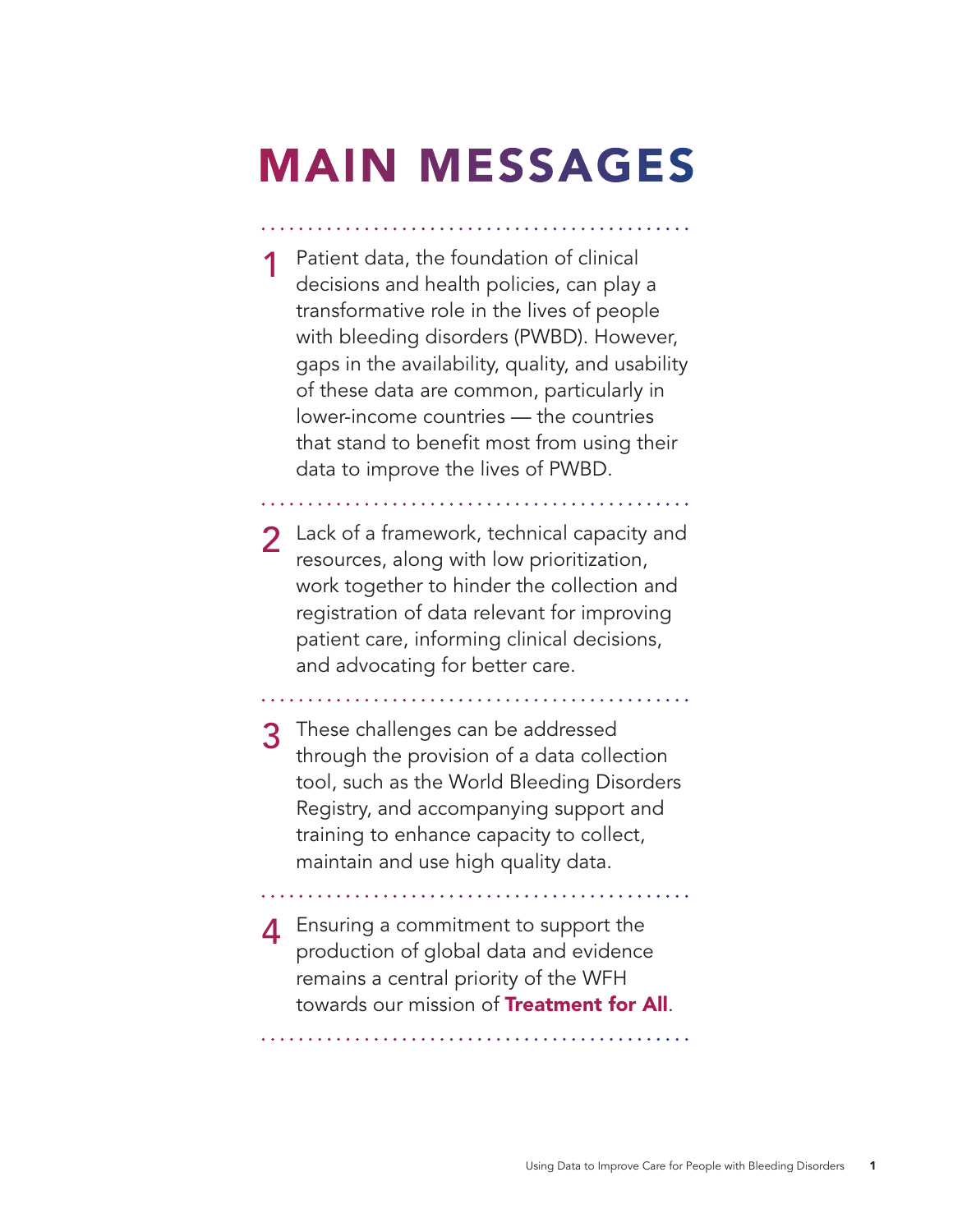# MAIN MESSAGES

1. Patient data, the foundation of clinical decisions and health policies, can play a transformative role in the lives of people with bleeding disorders (PWBD). However, gaps in the availability, quality, and usability of these data are common, particularly in lower-income countries — the countries that stand to benefit most from using their data to improve the lives of PWBD.

2. Lack of a framework, technical capacity and resources, along with low prioritization, work together to hinder the collection and registration of data relevant for improving patient care, informing clinical decisions, and advocating for better care.

3. These challenges can be addressed through the provision of a data collection tool, such as the World Bleeding Disorders Registry, and accompanying support and training to enhance capacity to collect, maintain and use high quality data.

4. Ensuring a commitment to support the production of global data and evidence remains a central priority of the WFH towards our mission of **Treatment for All**.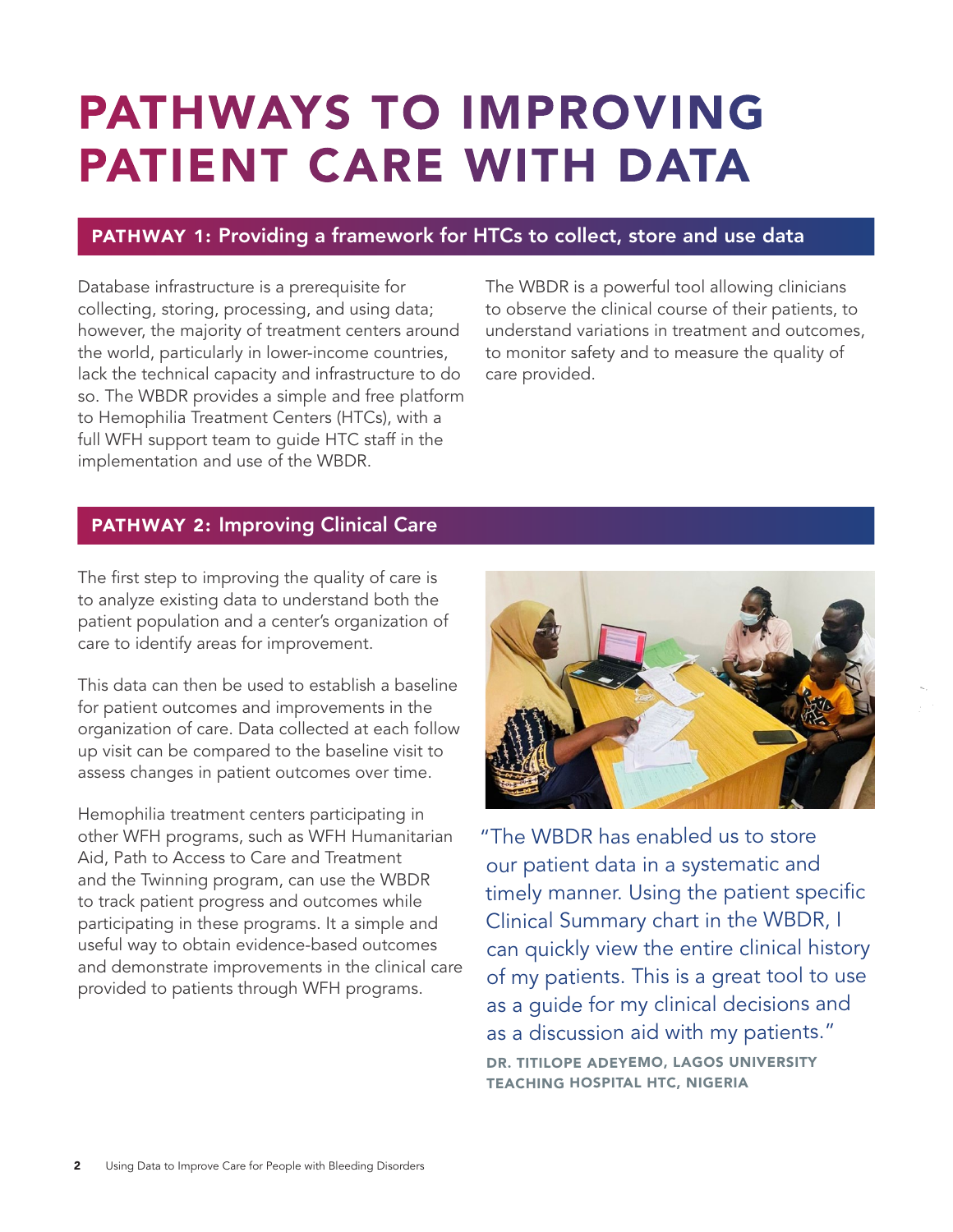# PATHWAYS TO IMPROVING PATIENT CARE WITH DATA

## PATHWAY 1: Providing a framework for HTCs to collect, store and use data

Database infrastructure is a prerequisite for collecting, storing, processing, and using data; however, the majority of treatment centers around the world, particularly in lower-income countries, lack the technical capacity and infrastructure to do so. The WBDR provides a simple and free platform to Hemophilia Treatment Centers (HTCs), with a full WFH support team to guide HTC staff in the implementation and use of the WBDR.

The WBDR is a powerful tool allowing clinicians to observe the clinical course of their patients, to understand variations in treatment and outcomes, to monitor safety and to measure the quality of care provided.

## PATHWAY 2: Improving Clinical Care

The first step to improving the quality of care is to analyze existing data to understand both the patient population and a center's organization of care to identify areas for improvement.

This data can then be used to establish a baseline for patient outcomes and improvements in the organization of care. Data collected at each follow up visit can be compared to the baseline visit to assess changes in patient outcomes over time.

Hemophilia treatment centers participating in other WFH programs, such as WFH Humanitarian Aid, Path to Access to Care and Treatment and the Twinning program, can use the WBDR to track patient progress and outcomes while participating in these programs. It a simple and useful way to obtain evidence-based outcomes and demonstrate improvements in the clinical care provided to patients through WFH programs.

"The WBDR has enabled us to store our patient data in a systematic and timely manner. Using the patient specific Clinical Summary chart in the WBDR, I can quickly view the entire clinical history of my patients. This is a great tool to use as a guide for my clinical decisions and as a discussion aid with my patients."

**DR. TITILOPE ADEYEMO, LAGOS UNIVERSITY TEACHING HOSPITAL HTC, NIGERIA**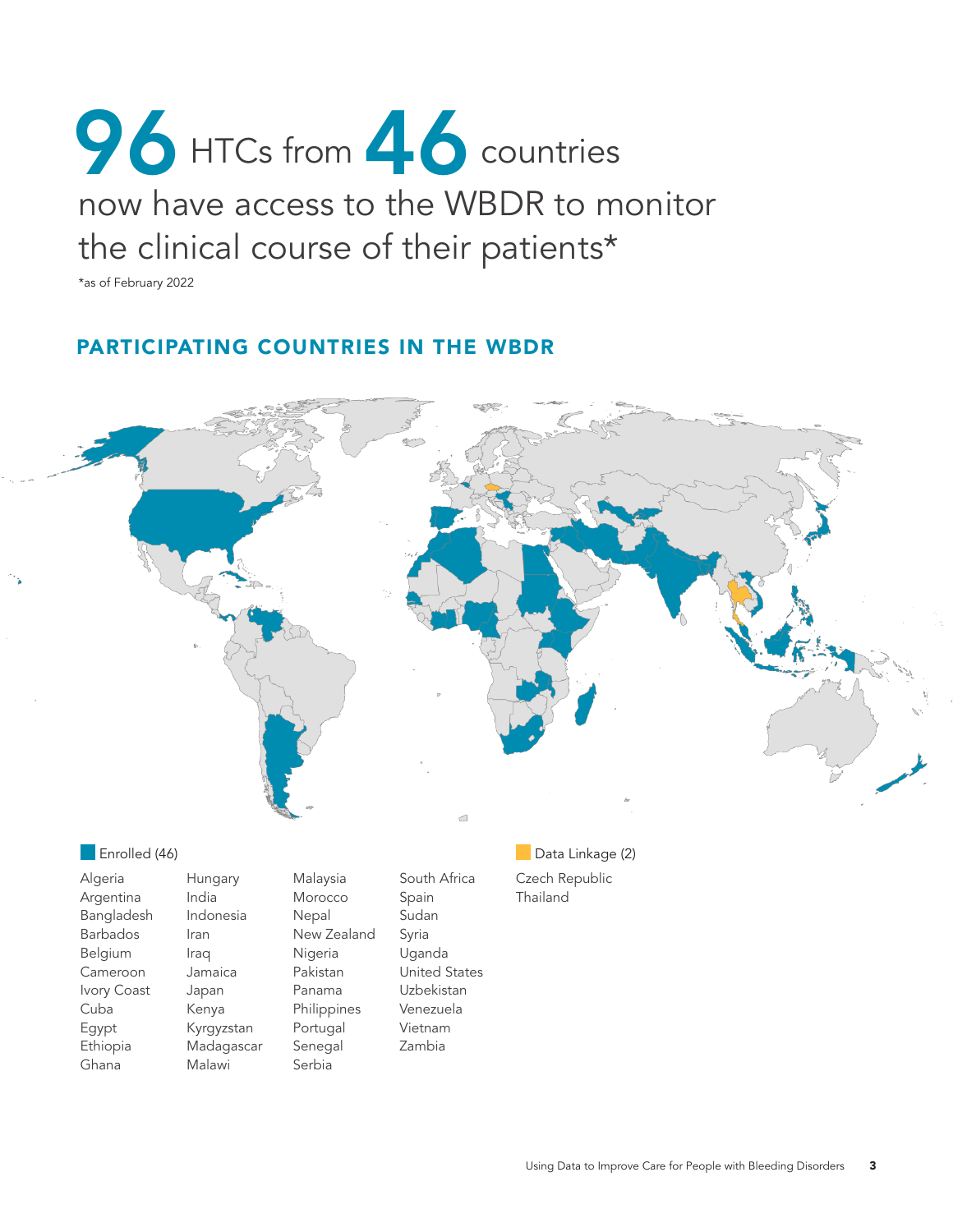# 96 HTCs from 46 countries

now have access to the WBDR to monitor the clinical course of their patients*

*as of February 2022

## PARTICIPATING COUNTRIES IN THE WBDR

**Enrolled (46)**

Algeria
Argentina
Bangladesh
Barbados
Belgium
Cameroon
Ivory Coast
Cuba
Egypt
Ethiopia
Ghana
Hungary
India
Indonesia
Iran
Iraq
Jamaica
Japan
Kenya
Kyrgyzstan
Madagascar
Malawi
Malaysia
Morocco
Nepal
New Zealand
Nigeria
Pakistan
Panama
Philippines
Portugal
Senegal
Serbia
South Africa
Spain
Sudan
Syria
Uganda
United States
Uzbekistan
Venezuela
Vietnam
Zambia

**Data Linkage (2)**

Czech Republic
Thailand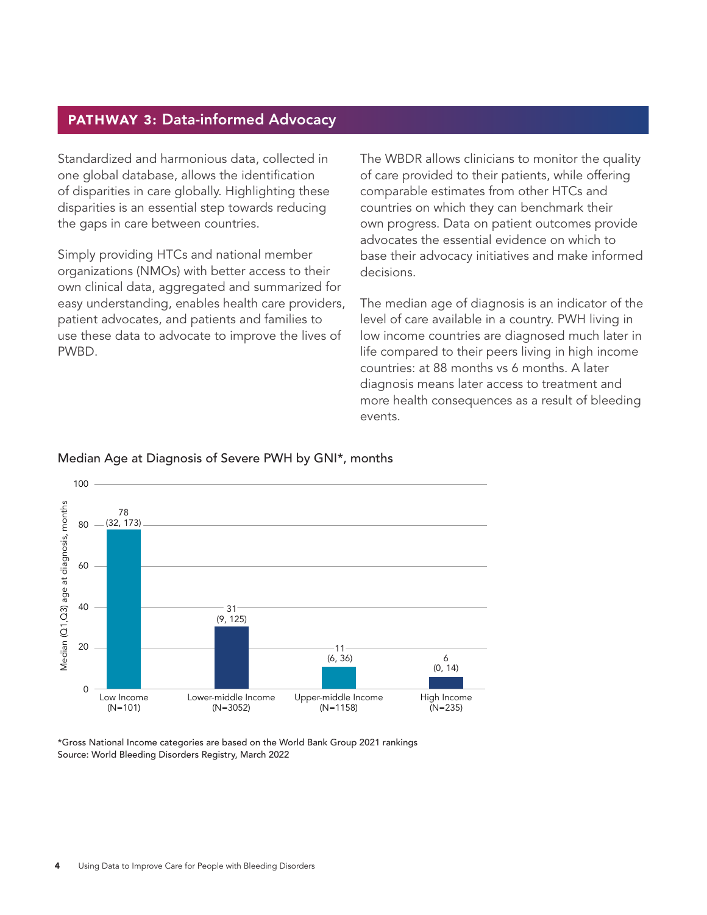## PATHWAY 3: Data-informed Advocacy

Standardized and harmonious data, collected in one global database, allows the identification of disparities in care globally. Highlighting these disparities is an essential step towards reducing the gaps in care between countries.

Simply providing HTCs and national member organizations (NMOs) with better access to their own clinical data, aggregated and summarized for easy understanding, enables health care providers, patient advocates, and patients and families to use these data to advocate to improve the lives of PWBD.

The WBDR allows clinicians to monitor the quality of care provided to their patients, while offering comparable estimates from other HTCs and countries on which they can benchmark their own progress. Data on patient outcomes provide advocates the essential evidence on which to base their advocacy initiatives and make informed decisions.

The median age of diagnosis is an indicator of the level of care available in a country. PWH living in low income countries are diagnosed much later in life compared to their peers living in high income countries: at 88 months vs 6 months. A later diagnosis means later access to treatment and more health consequences as a result of bleeding events.

### Median Age at Diagnosis of Severe PWH by GNI*, months

| GNI category | Median (Q1, Q3) age at diagnosis, months |
|---|---|
| Low Income (N=101) | 78 (32, 173) |
| Lower-middle Income (N=3052) | 31 (9, 125) |
| Upper-middle Income (N=1158) | 11 (6, 36) |
| High Income (N=235) | 6 (0, 14) |

*Gross National Income categories are based on the World Bank Group 2021 rankings
Source: World Bleeding Disorders Registry, March 2022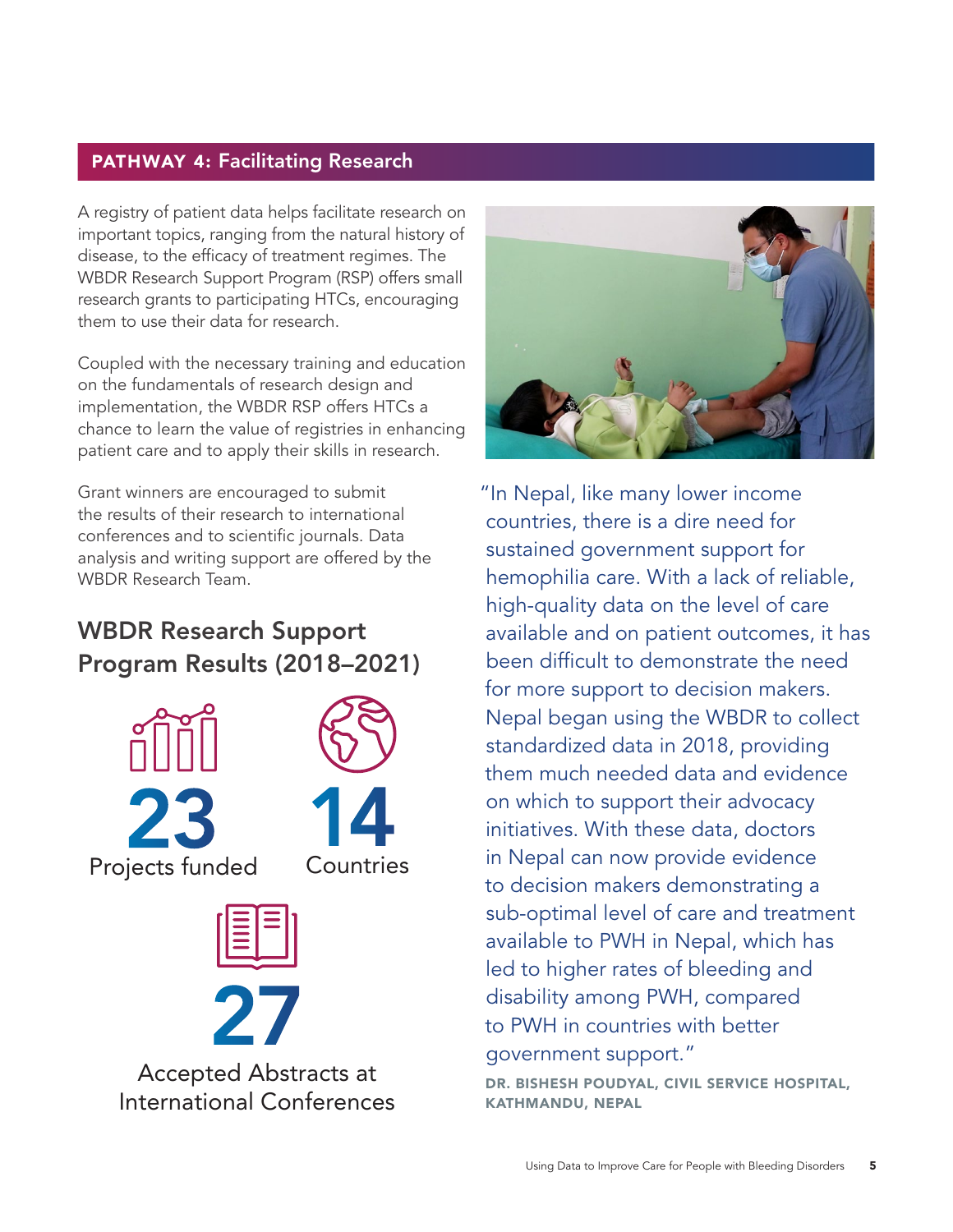## PATHWAY 4: Facilitating Research

A registry of patient data helps facilitate research on important topics, ranging from the natural history of disease, to the efficacy of treatment regimes. The WBDR Research Support Program (RSP) offers small research grants to participating HTCs, encouraging them to use their data for research.

Coupled with the necessary training and education on the fundamentals of research design and implementation, the WBDR RSP offers HTCs a chance to learn the value of registries in enhancing patient care and to apply their skills in research.

Grant winners are encouraged to submit the results of their research to international conferences and to scientific journals. Data analysis and writing support are offered by the WBDR Research Team.

### WBDR Research Support Program Results (2018–2021)

**23**
Projects funded

**14**
Countries

**27**
Accepted Abstracts at International Conferences

"In Nepal, like many lower income countries, there is a dire need for sustained government support for hemophilia care. With a lack of reliable, high-quality data on the level of care available and on patient outcomes, it has been difficult to demonstrate the need for more support to decision makers. Nepal began using the WBDR to collect standardized data in 2018, providing them much needed data and evidence on which to support their advocacy initiatives. With these data, doctors in Nepal can now provide evidence to decision makers demonstrating a sub-optimal level of care and treatment available to PWH in Nepal, which has led to higher rates of bleeding and disability among PWH, compared to PWH in countries with better government support."

DR. BISHESH POUDYAL, CIVIL SERVICE HOSPITAL, KATHMANDU, NEPAL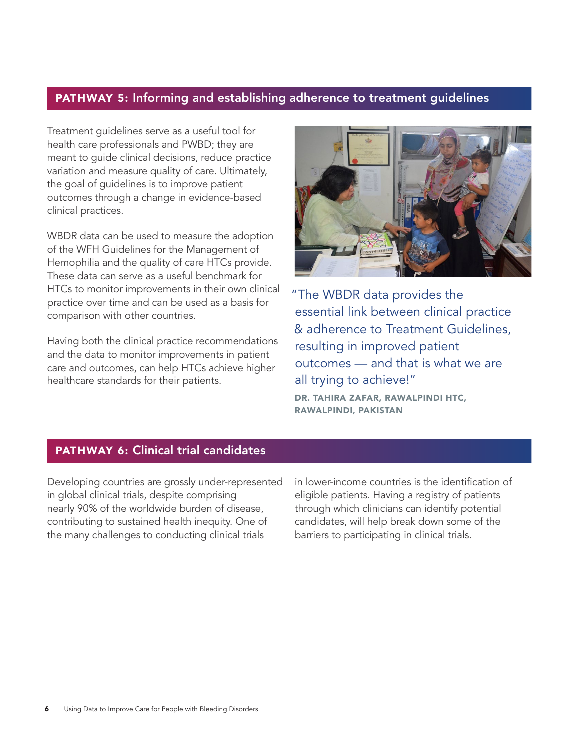## PATHWAY 5: Informing and establishing adherence to treatment guidelines

Treatment guidelines serve as a useful tool for health care professionals and PWBD; they are meant to guide clinical decisions, reduce practice variation and measure quality of care. Ultimately, the goal of guidelines is to improve patient outcomes through a change in evidence-based clinical practices.

WBDR data can be used to measure the adoption of the WFH Guidelines for the Management of Hemophilia and the quality of care HTCs provide. These data can serve as a useful benchmark for HTCs to monitor improvements in their own clinical practice over time and can be used as a basis for comparison with other countries.

Having both the clinical practice recommendations and the data to monitor improvements in patient care and outcomes, can help HTCs achieve higher healthcare standards for their patients.

> "The WBDR data provides the essential link between clinical practice & adherence to Treatment Guidelines, resulting in improved patient outcomes — and that is what we are all trying to achieve!"
>
> **DR. TAHIRA ZAFAR, RAWALPINDI HTC, RAWALPINDI, PAKISTAN**

## PATHWAY 6: Clinical trial candidates

Developing countries are grossly under-represented in global clinical trials, despite comprising nearly 90% of the worldwide burden of disease, contributing to sustained health inequity. One of the many challenges to conducting clinical trials in lower-income countries is the identification of eligible patients. Having a registry of patients through which clinicians can identify potential candidates, will help break down some of the barriers to participating in clinical trials.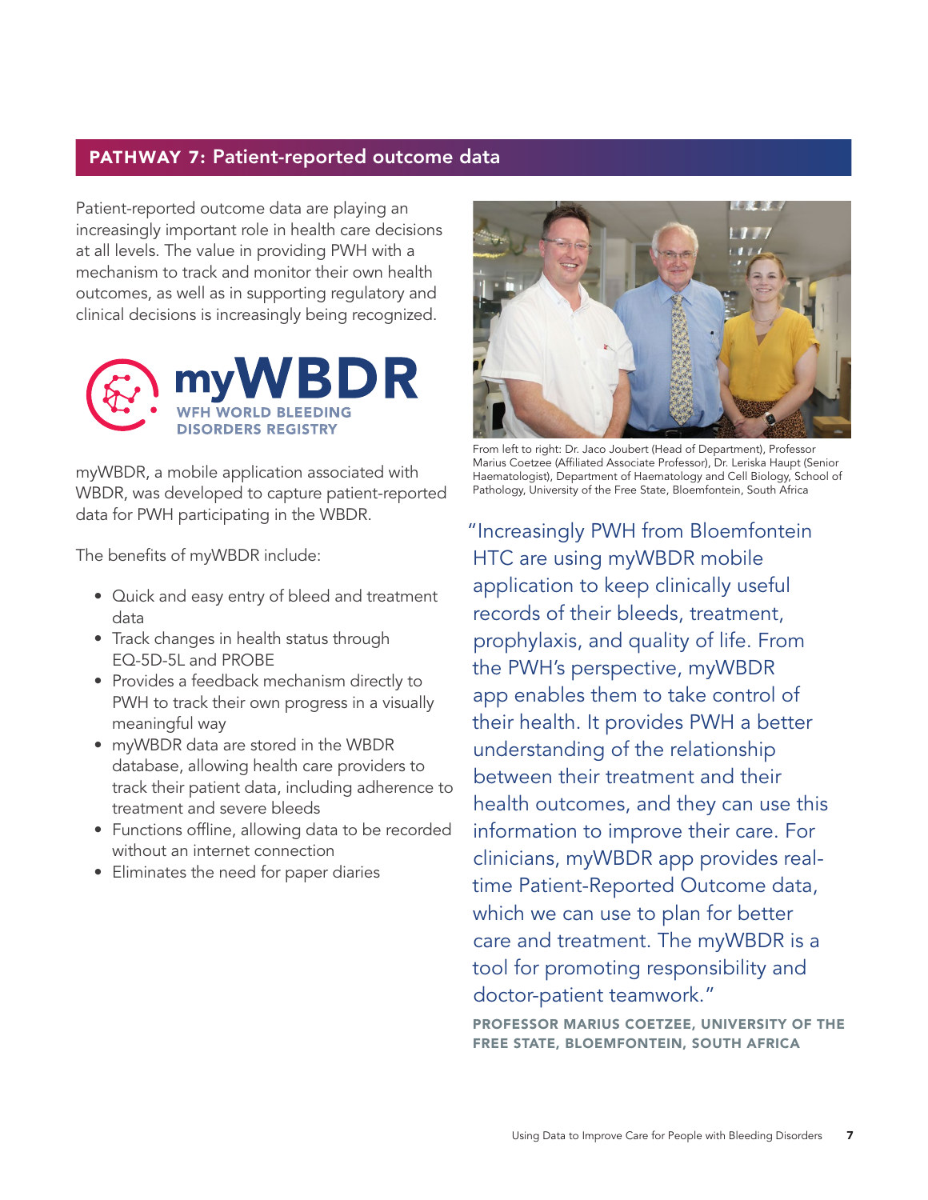## PATHWAY 7: Patient-reported outcome data

Patient-reported outcome data are playing an increasingly important role in health care decisions at all levels. The value in providing PWH with a mechanism to track and monitor their own health outcomes, as well as in supporting regulatory and clinical decisions is increasingly being recognized.

myWBDR
WFH WORLD BLEEDING DISORDERS REGISTRY

myWBDR, a mobile application associated with WBDR, was developed to capture patient-reported data for PWH participating in the WBDR.

The benefits of myWBDR include:

- Quick and easy entry of bleed and treatment data
- Track changes in health status through EQ-5D-5L and PROBE
- Provides a feedback mechanism directly to PWH to track their own progress in a visually meaningful way
- myWBDR data are stored in the WBDR database, allowing health care providers to track their patient data, including adherence to treatment and severe bleeds
- Functions offline, allowing data to be recorded without an internet connection
- Eliminates the need for paper diaries

From left to right: Dr. Jaco Joubert (Head of Department), Professor Marius Coetzee (Affiliated Associate Professor), Dr. Leriska Haupt (Senior Haematologist), Department of Haematology and Cell Biology, School of Pathology, University of the Free State, Bloemfontein, South Africa

> "Increasingly PWH from Bloemfontein HTC are using myWBDR mobile application to keep clinically useful records of their bleeds, treatment, prophylaxis, and quality of life. From the PWH's perspective, myWBDR app enables them to take control of their health. It provides PWH a better understanding of the relationship between their treatment and their health outcomes, and they can use this information to improve their care. For clinicians, myWBDR app provides real-time Patient-Reported Outcome data, which we can use to plan for better care and treatment. The myWBDR is a tool for promoting responsibility and doctor-patient teamwork."
>
> **PROFESSOR MARIUS COETZEE, UNIVERSITY OF THE FREE STATE, BLOEMFONTEIN, SOUTH AFRICA**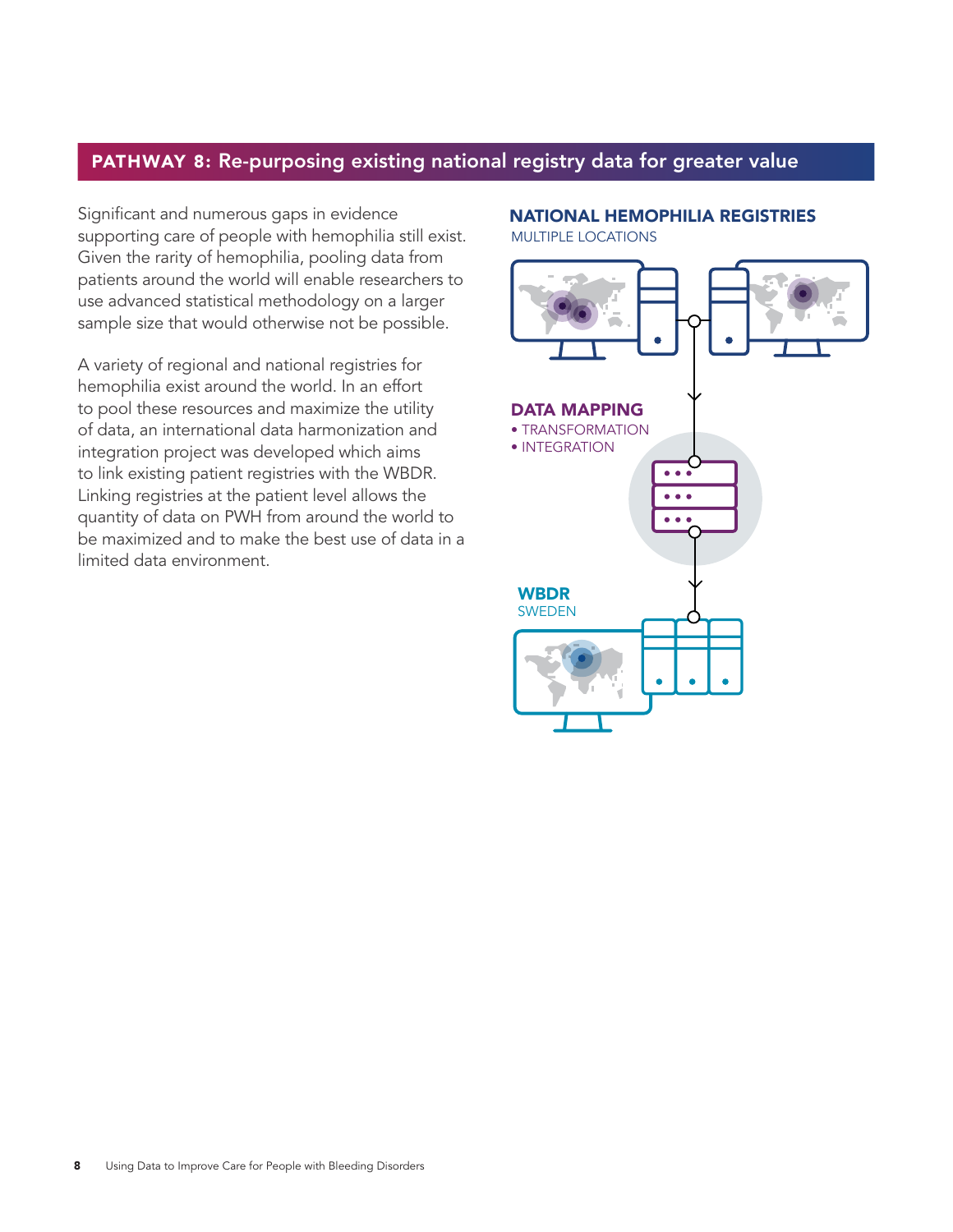## PATHWAY 8: Re-purposing existing national registry data for greater value

Significant and numerous gaps in evidence supporting care of people with hemophilia still exist. Given the rarity of hemophilia, pooling data from patients around the world will enable researchers to use advanced statistical methodology on a larger sample size that would otherwise not be possible.

A variety of regional and national registries for hemophilia exist around the world. In an effort to pool these resources and maximize the utility of data, an international data harmonization and integration project was developed which aims to link existing patient registries with the WBDR. Linking registries at the patient level allows the quantity of data on PWH from around the world to be maximized and to make the best use of data in a limited data environment.

**NATIONAL HEMOPHILIA REGISTRIES**
MULTIPLE LOCATIONS

**DATA MAPPING**
- TRANSFORMATION
- INTEGRATION

**WBDR**
SWEDEN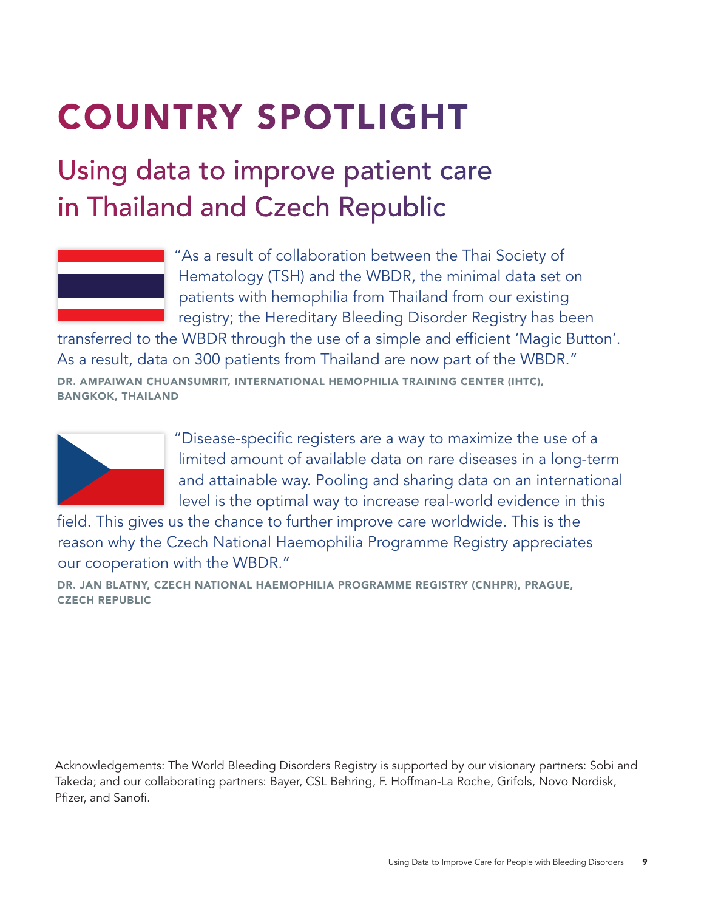# COUNTRY SPOTLIGHT

## Using data to improve patient care in Thailand and Czech Republic

"As a result of collaboration between the Thai Society of Hematology (TSH) and the WBDR, the minimal data set on patients with hemophilia from Thailand from our existing registry; the Hereditary Bleeding Disorder Registry has been transferred to the WBDR through the use of a simple and efficient 'Magic Button'. As a result, data on 300 patients from Thailand are now part of the WBDR."

**DR. AMPAIWAN CHUANSUMRIT, INTERNATIONAL HEMOPHILIA TRAINING CENTER (IHTC), BANGKOK, THAILAND**

"Disease-specific registers are a way to maximize the use of a limited amount of available data on rare diseases in a long-term and attainable way. Pooling and sharing data on an international level is the optimal way to increase real-world evidence in this field. This gives us the chance to further improve care worldwide. This is the reason why the Czech National Haemophilia Programme Registry appreciates our cooperation with the WBDR."

**DR. JAN BLATNY, CZECH NATIONAL HAEMOPHILIA PROGRAMME REGISTRY (CNHPR), PRAGUE, CZECH REPUBLIC**

Acknowledgements: The World Bleeding Disorders Registry is supported by our visionary partners: Sobi and Takeda; and our collaborating partners: Bayer, CSL Behring, F. Hoffman-La Roche, Grifols, Novo Nordisk, Pfizer, and Sanofi.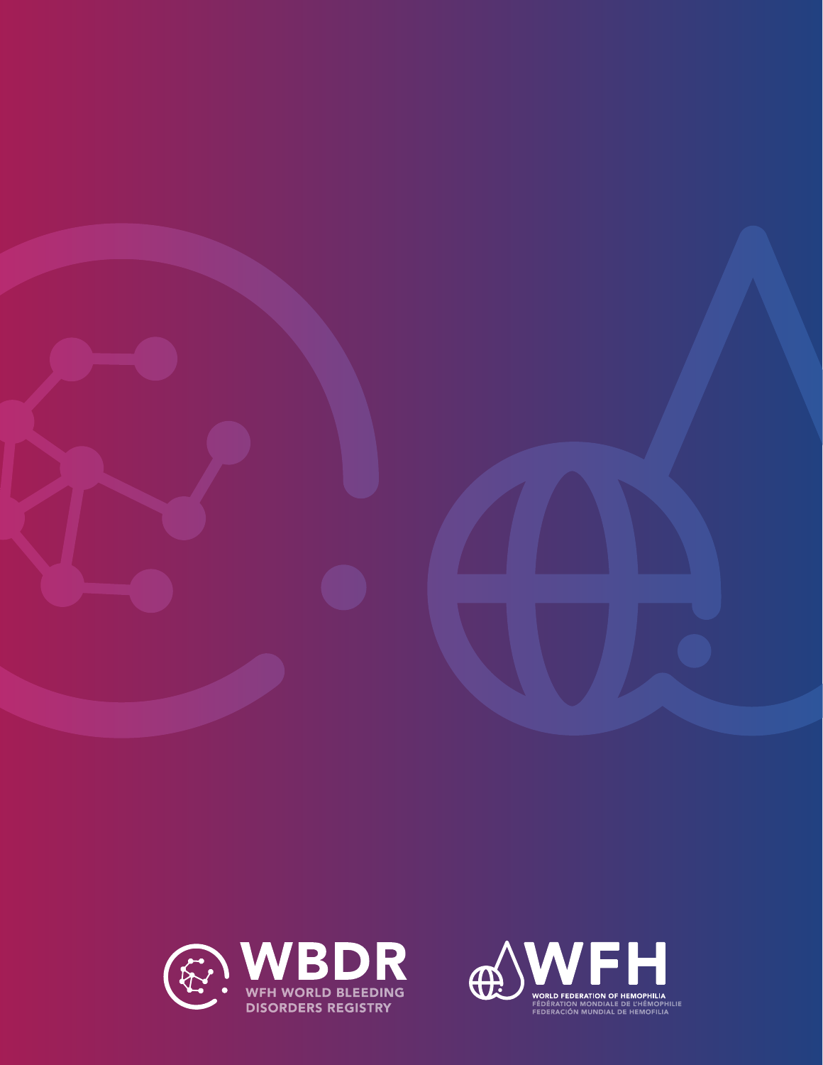WBDR
WFH WORLD BLEEDING DISORDERS REGISTRY

WFH
WORLD FEDERATION OF HEMOPHILIA
FÉDÉRATION MONDIALE DE L'HÉMOPHILIE
FEDERACIÓN MUNDIAL DE HEMOFILIA